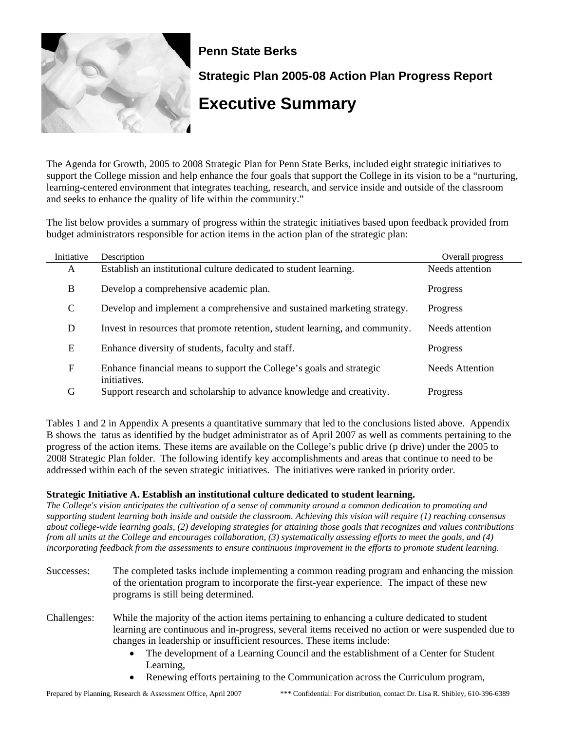# Penn State Berks

## Strategic Plan 2005-08 Action Plan Progress Report

# Executive Summary

The Agenda for Growth, 2005 to 2008 Strategic Plan for Penn State Berks, included eight strategic initiatives to support the College mission and help enhance the four goals that support the College in its vision to be a "nurturing, learning-centered environment that integrates teaching, research, and service inside and outside of the classroom and seeks to enhance the quality of life within the community."

The list below provides a summary of progress within the strategic initiatives based upon feedback provided from budget administrators responsible for action items in the action plan of the strategic plan:

| Initiative | Description | Overall progress |
|---|---|---|
| A | Establish an institutional culture dedicated to student learning. | Needs attention |
| B | Develop a comprehensive academic plan. | Progress |
| C | Develop and implement a comprehensive and sustained marketing strategy. | Progress |
| D | Invest in resources that promote retention, student learning, and community. | Needs attention |
| E | Enhance diversity of students, faculty and staff. | Progress |
| F | Enhance financial means to support the College's goals and strategic initiatives. | Needs Attention |
| G | Support research and scholarship to advance knowledge and creativity. | Progress |

Tables 1 and 2 in Appendix A presents a quantitative summary that led to the conclusions listed above. Appendix B shows the tatus as identified by the budget administrator as of April 2007 as well as comments pertaining to the progress of the action items. These items are available on the College's public drive (p drive) under the 2005 to 2008 Strategic Plan folder. The following identify key accomplishments and areas that continue to need to be addressed within each of the seven strategic initiatives. The initiatives were ranked in priority order.

**Strategic Initiative A. Establish an institutional culture dedicated to student learning.**

*The College's vision anticipates the cultivation of a sense of community around a common dedication to promoting and supporting student learning both inside and outside the classroom. Achieving this vision will require (1) reaching consensus about college-wide learning goals, (2) developing strategies for attaining those goals that recognizes and values contributions from all units at the College and encourages collaboration, (3) systematically assessing efforts to meet the goals, and (4) incorporating feedback from the assessments to ensure continuous improvement in the efforts to promote student learning.*

Successes: The completed tasks include implementing a common reading program and enhancing the mission of the orientation program to incorporate the first-year experience. The impact of these new programs is still being determined.

Challenges: While the majority of the action items pertaining to enhancing a culture dedicated to student learning are continuous and in-progress, several items received no action or were suspended due to changes in leadership or insufficient resources. These items include:

- The development of a Learning Council and the establishment of a Center for Student Learning,
- Renewing efforts pertaining to the Communication across the Curriculum program,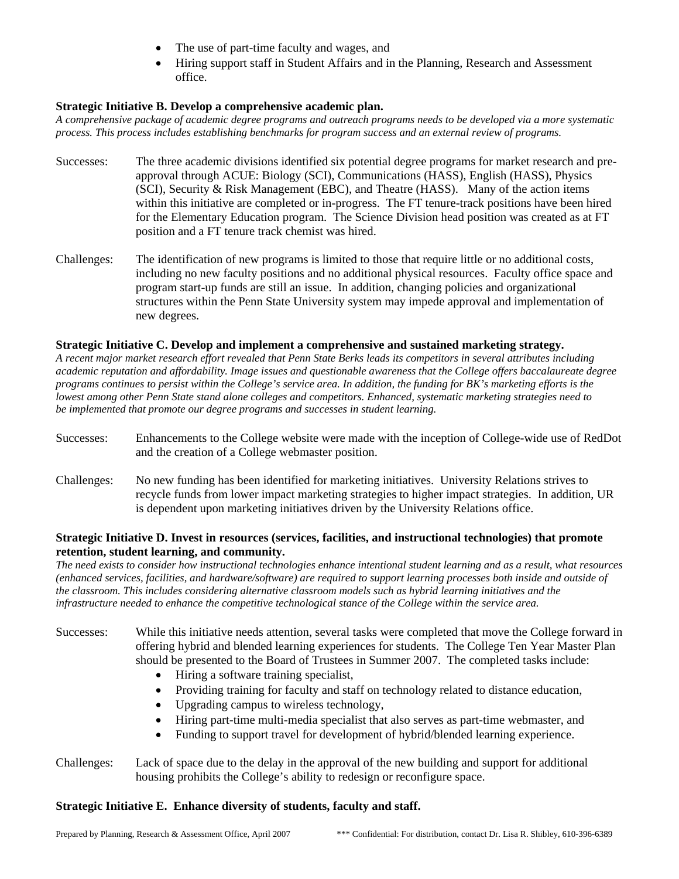- The use of part-time faculty and wages, and
- Hiring support staff in Student Affairs and in the Planning, Research and Assessment office.

**Strategic Initiative B. Develop a comprehensive academic plan.**

*A comprehensive package of academic degree programs and outreach programs needs to be developed via a more systematic process. This process includes establishing benchmarks for program success and an external review of programs.*

Successes: The three academic divisions identified six potential degree programs for market research and pre-approval through ACUE: Biology (SCI), Communications (HASS), English (HASS), Physics (SCI), Security & Risk Management (EBC), and Theatre (HASS). Many of the action items within this initiative are completed or in-progress. The FT tenure-track positions have been hired for the Elementary Education program. The Science Division head position was created as at FT position and a FT tenure track chemist was hired.

Challenges: The identification of new programs is limited to those that require little or no additional costs, including no new faculty positions and no additional physical resources. Faculty office space and program start-up funds are still an issue. In addition, changing policies and organizational structures within the Penn State University system may impede approval and implementation of new degrees.

**Strategic Initiative C. Develop and implement a comprehensive and sustained marketing strategy.**

*A recent major market research effort revealed that Penn State Berks leads its competitors in several attributes including academic reputation and affordability. Image issues and questionable awareness that the College offers baccalaureate degree programs continues to persist within the College's service area. In addition, the funding for BK's marketing efforts is the lowest among other Penn State stand alone colleges and competitors. Enhanced, systematic marketing strategies need to be implemented that promote our degree programs and successes in student learning.*

Successes: Enhancements to the College website were made with the inception of College-wide use of RedDot and the creation of a College webmaster position.

Challenges: No new funding has been identified for marketing initiatives. University Relations strives to recycle funds from lower impact marketing strategies to higher impact strategies. In addition, UR is dependent upon marketing initiatives driven by the University Relations office.

**Strategic Initiative D. Invest in resources (services, facilities, and instructional technologies) that promote retention, student learning, and community.**

*The need exists to consider how instructional technologies enhance intentional student learning and as a result, what resources (enhanced services, facilities, and hardware/software) are required to support learning processes both inside and outside of the classroom. This includes considering alternative classroom models such as hybrid learning initiatives and the infrastructure needed to enhance the competitive technological stance of the College within the service area.*

Successes: While this initiative needs attention, several tasks were completed that move the College forward in offering hybrid and blended learning experiences for students. The College Ten Year Master Plan should be presented to the Board of Trustees in Summer 2007. The completed tasks include:

- Hiring a software training specialist,
- Providing training for faculty and staff on technology related to distance education,
- Upgrading campus to wireless technology,
- Hiring part-time multi-media specialist that also serves as part-time webmaster, and
- Funding to support travel for development of hybrid/blended learning experience.

Challenges: Lack of space due to the delay in the approval of the new building and support for additional housing prohibits the College's ability to redesign or reconfigure space.

**Strategic Initiative E. Enhance diversity of students, faculty and staff.**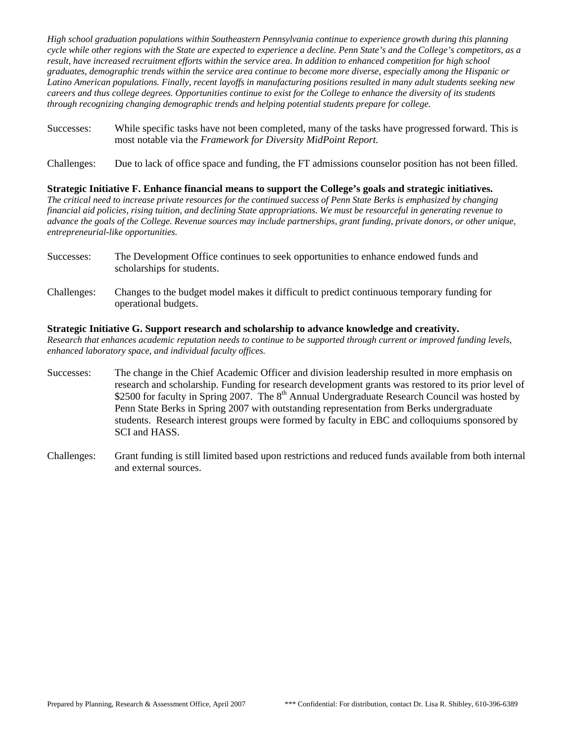*High school graduation populations within Southeastern Pennsylvania continue to experience growth during this planning cycle while other regions with the State are expected to experience a decline. Penn State's and the College's competitors, as a result, have increased recruitment efforts within the service area. In addition to enhanced competition for high school graduates, demographic trends within the service area continue to become more diverse, especially among the Hispanic or Latino American populations. Finally, recent layoffs in manufacturing positions resulted in many adult students seeking new careers and thus college degrees. Opportunities continue to exist for the College to enhance the diversity of its students through recognizing changing demographic trends and helping potential students prepare for college.*

Successes: While specific tasks have not been completed, many of the tasks have progressed forward. This is most notable via the *Framework for Diversity MidPoint Report.*

Challenges: Due to lack of office space and funding, the FT admissions counselor position has not been filled.

**Strategic Initiative F. Enhance financial means to support the College's goals and strategic initiatives.**
*The critical need to increase private resources for the continued success of Penn State Berks is emphasized by changing financial aid policies, rising tuition, and declining State appropriations. We must be resourceful in generating revenue to advance the goals of the College. Revenue sources may include partnerships, grant funding, private donors, or other unique, entrepreneurial-like opportunities.*

Successes: The Development Office continues to seek opportunities to enhance endowed funds and scholarships for students.

Challenges: Changes to the budget model makes it difficult to predict continuous temporary funding for operational budgets.

**Strategic Initiative G. Support research and scholarship to advance knowledge and creativity.**
*Research that enhances academic reputation needs to continue to be supported through current or improved funding levels, enhanced laboratory space, and individual faculty offices.*

Successes: The change in the Chief Academic Officer and division leadership resulted in more emphasis on research and scholarship. Funding for research development grants was restored to its prior level of $2500 for faculty in Spring 2007. The 8th Annual Undergraduate Research Council was hosted by Penn State Berks in Spring 2007 with outstanding representation from Berks undergraduate students. Research interest groups were formed by faculty in EBC and colloquiums sponsored by SCI and HASS.

Challenges: Grant funding is still limited based upon restrictions and reduced funds available from both internal and external sources.